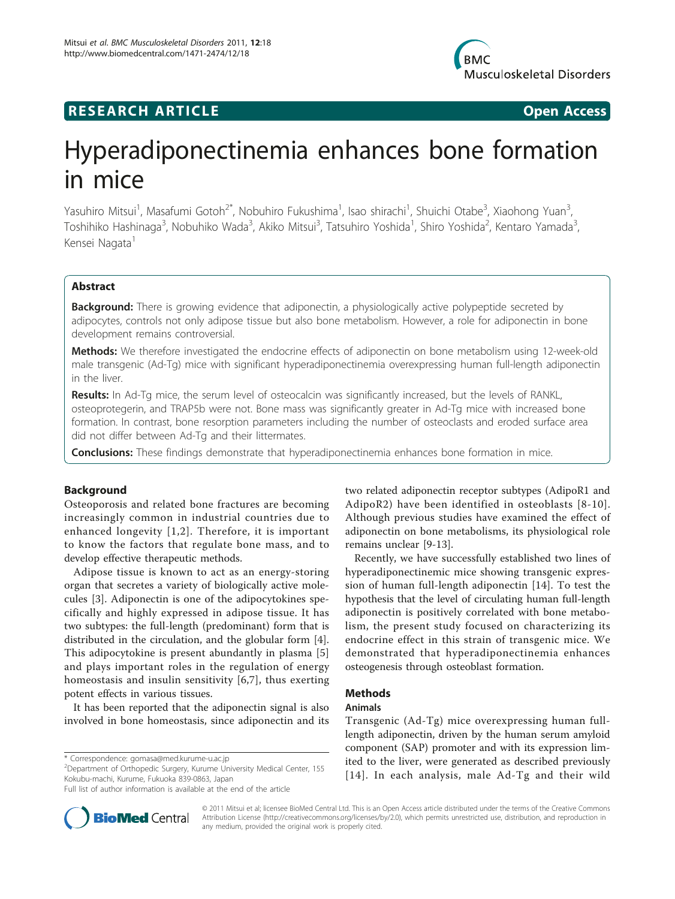**RESEARCH ARTICLE** **Open Access**

# Hyperadiponectinemia enhances bone formation in mice

Yasuhiro Mitsui[1], Masafumi Gotoh[2*], Nobuhiro Fukushima[1], Isao shirachi[1], Shuichi Otabe[3], Xiaohong Yuan[3], Toshihiko Hashinaga[3], Nobuhiko Wada[3], Akiko Mitsui[3], Tatsuhiro Yoshida[1], Shiro Yoshida[2], Kentaro Yamada[3], Kensei Nagata[1]

## Abstract

**Background:** There is growing evidence that adiponectin, a physiologically active polypeptide secreted by adipocytes, controls not only adipose tissue but also bone metabolism. However, a role for adiponectin in bone development remains controversial.

**Methods:** We therefore investigated the endocrine effects of adiponectin on bone metabolism using 12-week-old male transgenic (Ad-Tg) mice with significant hyperadiponectinemia overexpressing human full-length adiponectin in the liver.

**Results:** In Ad-Tg mice, the serum level of osteocalcin was significantly increased, but the levels of RANKL, osteoprotegerin, and TRAP5b were not. Bone mass was significantly greater in Ad-Tg mice with increased bone formation. In contrast, bone resorption parameters including the number of osteoclasts and eroded surface area did not differ between Ad-Tg and their littermates.

**Conclusions:** These findings demonstrate that hyperadiponectinemia enhances bone formation in mice.

## Background

Osteoporosis and related bone fractures are becoming increasingly common in industrial countries due to enhanced longevity [1,2]. Therefore, it is important to know the factors that regulate bone mass, and to develop effective therapeutic methods.

Adipose tissue is known to act as an energy-storing organ that secretes a variety of biologically active molecules [3]. Adiponectin is one of the adipocytokines specifically and highly expressed in adipose tissue. It has two subtypes: the full-length (predominant) form that is distributed in the circulation, and the globular form [4]. This adipocytokine is present abundantly in plasma [5] and plays important roles in the regulation of energy homeostasis and insulin sensitivity [6,7], thus exerting potent effects in various tissues.

It has been reported that the adiponectin signal is also involved in bone homeostasis, since adiponectin and its two related adiponectin receptor subtypes (AdipoR1 and AdipoR2) have been identified in osteoblasts [8-10]. Although previous studies have examined the effect of adiponectin on bone metabolisms, its physiological role remains unclear [9-13].

Recently, we have successfully established two lines of hyperadiponectinemic mice showing transgenic expression of human full-length adiponectin [14]. To test the hypothesis that the level of circulating human full-length adiponectin is positively correlated with bone metabolism, the present study focused on characterizing its endocrine effect in this strain of transgenic mice. We demonstrated that hyperadiponectinemia enhances osteogenesis through osteoblast formation.

## Methods

### Animals

Transgenic (Ad-Tg) mice overexpressing human full-length adiponectin, driven by the human serum amyloid component (SAP) promoter and with its expression limited to the liver, were generated as described previously [14]. In each analysis, male Ad-Tg and their wild

\* Correspondence: gomasa@med.kurume-u.ac.jp
[2]Department of Orthopedic Surgery, Kurume University Medical Center, 155 Kokubu-machi, Kurume, Fukuoka 839-0863, Japan
Full list of author information is available at the end of the article

© 2011 Mitsui et al; licensee BioMed Central Ltd. This is an Open Access article distributed under the terms of the Creative Commons Attribution License (http://creativecommons.org/licenses/by/2.0), which permits unrestricted use, distribution, and reproduction in any medium, provided the original work is properly cited.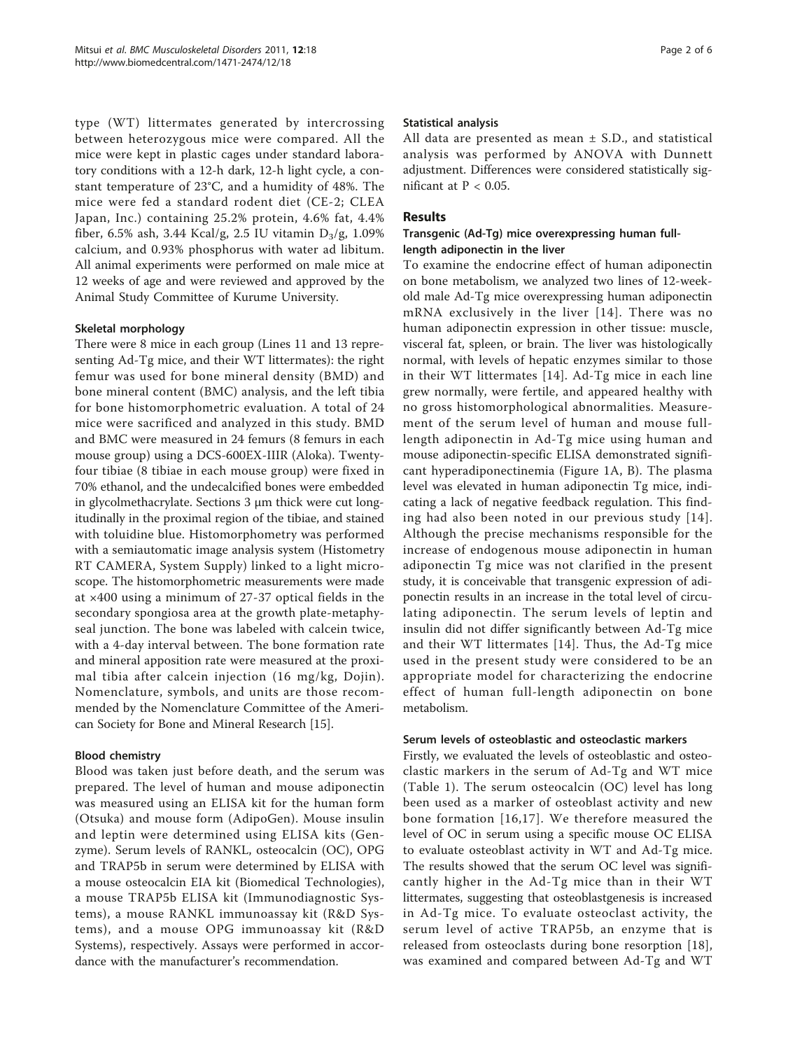type (WT) littermates generated by intercrossing between heterozygous mice were compared. All the mice were kept in plastic cages under standard laboratory conditions with a 12-h dark, 12-h light cycle, a constant temperature of 23°C, and a humidity of 48%. The mice were fed a standard rodent diet (CE-2; CLEA Japan, Inc.) containing 25.2% protein, 4.6% fat, 4.4% fiber, 6.5% ash, 3.44 Kcal/g, 2.5 IU vitamin $D_3$/g, 1.09% calcium, and 0.93% phosphorus with water ad libitum. All animal experiments were performed on male mice at 12 weeks of age and were reviewed and approved by the Animal Study Committee of Kurume University.

### Skeletal morphology

There were 8 mice in each group (Lines 11 and 13 representing Ad-Tg mice, and their WT littermates): the right femur was used for bone mineral density (BMD) and bone mineral content (BMC) analysis, and the left tibia for bone histomorphometric evaluation. A total of 24 mice were sacrificed and analyzed in this study. BMD and BMC were measured in 24 femurs (8 femurs in each mouse group) using a DCS-600EX-IIIR (Aloka). Twenty-four tibiae (8 tibiae in each mouse group) were fixed in 70% ethanol, and the undecalcified bones were embedded in glycolmethacrylate. Sections 3 μm thick were cut longitudinally in the proximal region of the tibiae, and stained with toluidine blue. Histomorphometry was performed with a semiautomatic image analysis system (Histometry RT CAMERA, System Supply) linked to a light microscope. The histomorphometric measurements were made at ×400 using a minimum of 27-37 optical fields in the secondary spongiosa area at the growth plate-metaphyseal junction. The bone was labeled with calcein twice, with a 4-day interval between. The bone formation rate and mineral apposition rate were measured at the proximal tibia after calcein injection (16 mg/kg, Dojin). Nomenclature, symbols, and units are those recommended by the Nomenclature Committee of the American Society for Bone and Mineral Research [15].

### Blood chemistry

Blood was taken just before death, and the serum was prepared. The level of human and mouse adiponectin was measured using an ELISA kit for the human form (Otsuka) and mouse form (AdipoGen). Mouse insulin and leptin were determined using ELISA kits (Genzyme). Serum levels of RANKL, osteocalcin (OC), OPG and TRAP5b in serum were determined by ELISA with a mouse osteocalcin EIA kit (Biomedical Technologies), a mouse TRAP5b ELISA kit (Immunodiagnostic Systems), a mouse RANKL immunoassay kit (R&D Systems), and a mouse OPG immunoassay kit (R&D Systems), respectively. Assays were performed in accordance with the manufacturer's recommendation.

### Statistical analysis

All data are presented as mean ± S.D., and statistical analysis was performed by ANOVA with Dunnett adjustment. Differences were considered statistically significant at $P < 0.05$.

## Results

### Transgenic (Ad-Tg) mice overexpressing human full-length adiponectin in the liver

To examine the endocrine effect of human adiponectin on bone metabolism, we analyzed two lines of 12-week-old male Ad-Tg mice overexpressing human adiponectin mRNA exclusively in the liver [14]. There was no human adiponectin expression in other tissue: muscle, visceral fat, spleen, or brain. The liver was histologically normal, with levels of hepatic enzymes similar to those in their WT littermates [14]. Ad-Tg mice in each line grew normally, were fertile, and appeared healthy with no gross histomorphological abnormalities. Measurement of the serum level of human and mouse full-length adiponectin in Ad-Tg mice using human and mouse adiponectin-specific ELISA demonstrated significant hyperadiponectinemia (Figure 1A, B). The plasma level was elevated in human adiponectin Tg mice, indicating a lack of negative feedback regulation. This finding had also been noted in our previous study [14]. Although the precise mechanisms responsible for the increase of endogenous mouse adiponectin in human adiponectin Tg mice was not clarified in the present study, it is conceivable that transgenic expression of adiponectin results in an increase in the total level of circulating adiponectin. The serum levels of leptin and insulin did not differ significantly between Ad-Tg mice and their WT littermates [14]. Thus, the Ad-Tg mice used in the present study were considered to be an appropriate model for characterizing the endocrine effect of human full-length adiponectin on bone metabolism.

### Serum levels of osteoblastic and osteoclastic markers

Firstly, we evaluated the levels of osteoblastic and osteoclastic markers in the serum of Ad-Tg and WT mice (Table 1). The serum osteocalcin (OC) level has long been used as a marker of osteoblast activity and new bone formation [16,17]. We therefore measured the level of OC in serum using a specific mouse OC ELISA to evaluate osteoblast activity in WT and Ad-Tg mice. The results showed that the serum OC level was significantly higher in the Ad-Tg mice than in their WT littermates, suggesting that osteoblastgenesis is increased in Ad-Tg mice. To evaluate osteoclast activity, the serum level of active TRAP5b, an enzyme that is released from osteoclasts during bone resorption [18], was examined and compared between Ad-Tg and WT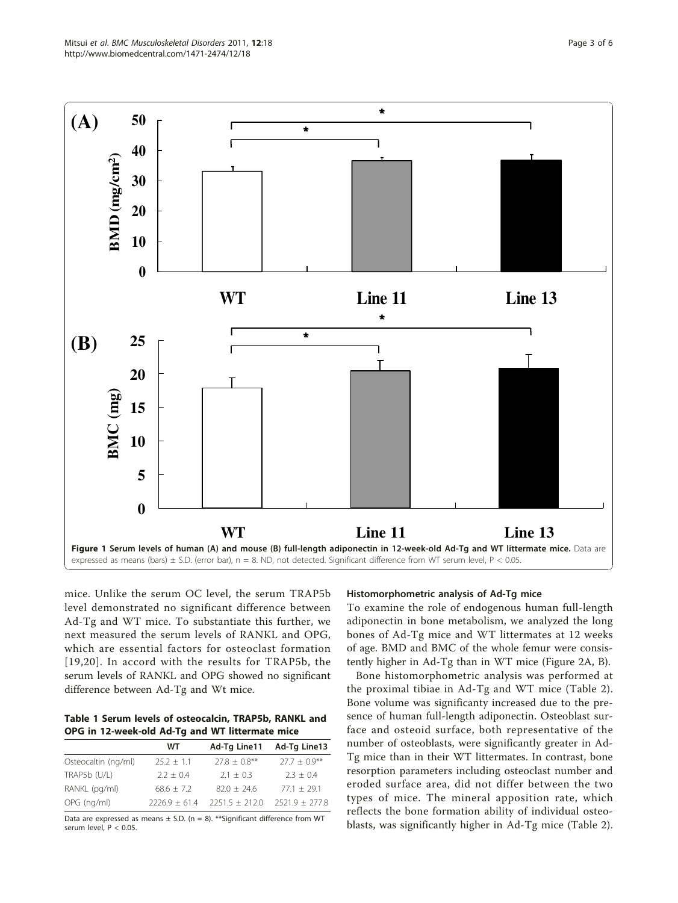**Figure 1 Serum levels of human (A) and mouse (B) full-length adiponectin in 12-week-old Ad-Tg and WT littermate mice.** Data are expressed as means (bars) ± S.D. (error bar), n = 8. ND, not detected. Significant difference from WT serum level, P < 0.05.

mice. Unlike the serum OC level, the serum TRAP5b level demonstrated no significant difference between Ad-Tg and WT mice. To substantiate this further, we next measured the serum levels of RANKL and OPG, which are essential factors for osteoclast formation [19,20]. In accord with the results for TRAP5b, the serum levels of RANKL and OPG showed no significant difference between Ad-Tg and Wt mice.

**Table 1 Serum levels of osteocalcin, TRAP5b, RANKL and OPG in 12-week-old Ad-Tg and WT littermate mice**

| | WT | Ad-Tg Line11 | Ad-Tg Line13 |
|---|---|---|---|
| Osteocaltin (ng/ml) | 25.2 ± 1.1 | 27.8 ± 0.8** | 27.7 ± 0.9** |
| TRAP5b (U/L) | 2.2 ± 0.4 | 2.1 ± 0.3 | 2.3 ± 0.4 |
| RANKL (pg/ml) | 68.6 ± 7.2 | 82.0 ± 24.6 | 77.1 ± 29.1 |
| OPG (ng/ml) | 2226.9 ± 61.4 | 2251.5 ± 212.0 | 2521.9 ± 277.8 |

Data are expressed as means ± S.D. (n = 8). **Significant difference from WT serum level, P < 0.05.

### Histomorphometric analysis of Ad-Tg mice

To examine the role of endogenous human full-length adiponectin in bone metabolism, we analyzed the long bones of Ad-Tg mice and WT littermates at 12 weeks of age. BMD and BMC of the whole femur were consistently higher in Ad-Tg than in WT mice (Figure 2A, B).

Bone histomorphometric analysis was performed at the proximal tibiae in Ad-Tg and WT mice (Table 2). Bone volume was significanty increased due to the presence of human full-length adiponectin. Osteoblast surface and osteoid surface, both representative of the number of osteoblasts, were significantly greater in Ad-Tg mice than in their WT littermates. In contrast, bone resorption parameters including osteoclast number and eroded surface area, did not differ between the two types of mice. The mineral apposition rate, which reflects the bone formation ability of individual osteoblasts, was significantly higher in Ad-Tg mice (Table 2).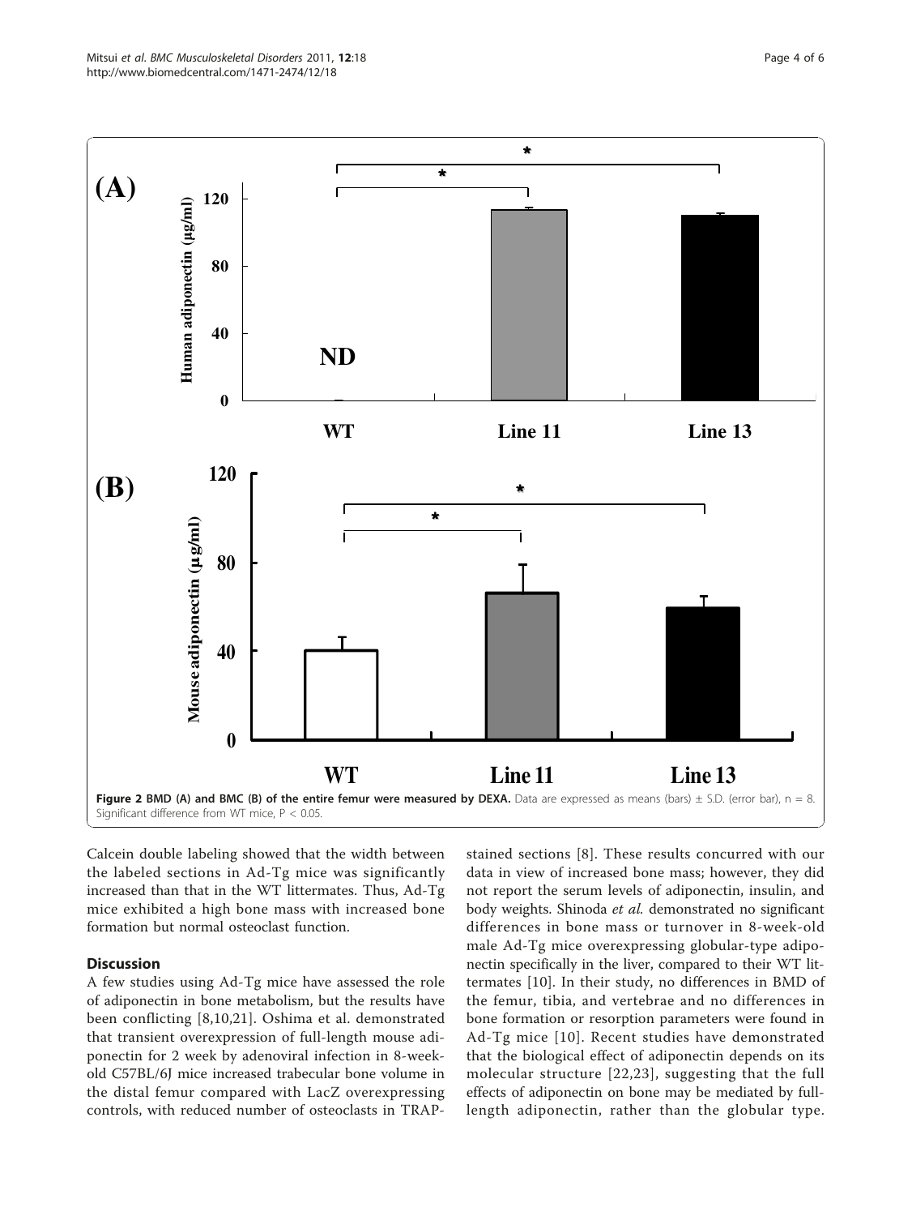**Figure 2 BMD (A) and BMC (B) of the entire femur were measured by DEXA.** Data are expressed as means (bars) ± S.D. (error bar), n = 8. Significant difference from WT mice, P < 0.05.

Calcein double labeling showed that the width between the labeled sections in Ad-Tg mice was significantly increased than that in the WT littermates. Thus, Ad-Tg mice exhibited a high bone mass with increased bone formation but normal osteoclast function.

## Discussion

A few studies using Ad-Tg mice have assessed the role of adiponectin in bone metabolism, but the results have been conflicting [8,10,21]. Oshima et al. demonstrated that transient overexpression of full-length mouse adiponectin for 2 week by adenoviral infection in 8-week-old C57BL/6J mice increased trabecular bone volume in the distal femur compared with LacZ overexpressing controls, with reduced number of osteoclasts in TRAP-stained sections [8]. These results concurred with our data in view of increased bone mass; however, they did not report the serum levels of adiponectin, insulin, and body weights. Shinoda *et al.* demonstrated no significant differences in bone mass or turnover in 8-week-old male Ad-Tg mice overexpressing globular-type adiponectin specifically in the liver, compared to their WT littermates [10]. In their study, no differences in BMD of the femur, tibia, and vertebrae and no differences in bone formation or resorption parameters were found in Ad-Tg mice [10]. Recent studies have demonstrated that the biological effect of adiponectin depends on its molecular structure [22,23], suggesting that the full effects of adiponectin on bone may be mediated by full-length adiponectin, rather than the globular type.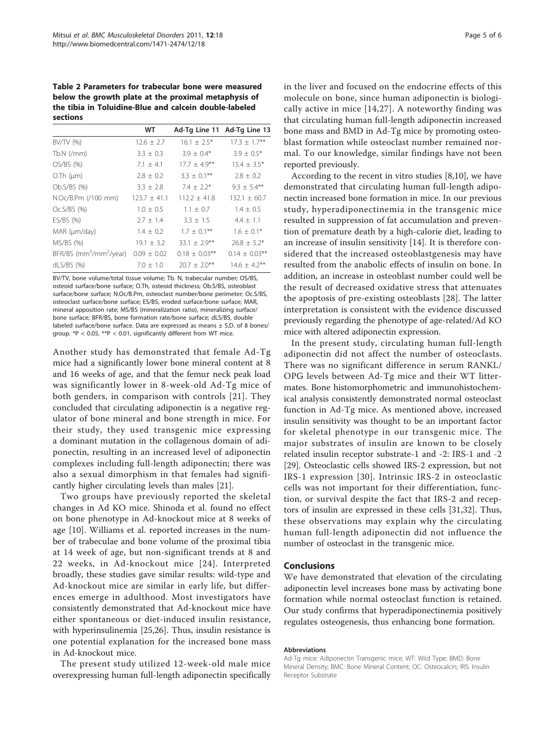**Table 2 Parameters for trabecular bone were measured below the growth plate at the proximal metaphysis of the tibia in Toluidine-Blue and calcein double-labeled sections**

| | WT | Ad-Tg Line 11 | Ad-Tg Line 13 |
|---|---|---|---|
| BV/TV (%) | 12.6 ± 2.7 | 16.1 ± 2.5* | 17.3 ± 1.7** |
| Tb.N (/mm) | 3.3 ± 0.3 | 3.9 ± 0.4* | 3.9 ± 0.5* |
| OS/BS (%) | 7.1 ± 4.1 | 17.7 ± 4.9** | 15.4 ± 3.5* |
| O.Th (μm) | 2.8 ± 0.2 | 3.3 ± 0.1** | 2.8 ± 0.2 |
| Ob.S/BS (%) | 3.3 ± 2.8 | 7.4 ± 2.2* | 9.3 ± 5.4** |
| N.Oc/B.Pm (/100 mm) | 123.7 ± 41.1 | 112.2 ± 41.8 | 132.1 ± 60.7 |
| Oc.S/BS (%) | 1.0 ± 0.5 | 1.1 ± 0.7 | 1.4 ± 0.5 |
| ES/BS (%) | 2.7 ± 1.4 | 3.3 ± 1.5 | 4.4 ± 1.1 |
| MAR (μm/day) | 1.4 ± 0.2 | 1.7 ± 0.1** | 1.6 ± 0.1* |
| MS/BS (%) | 19.1 ± 3.2 | 33.1 ± 2.9** | 26.8 ± 5.2* |
| BFR/BS ($mm^3/mm^2/year$) | 0.09 ± 0.02 | 0.18 ± 0.03** | 0.14 ± 0.03** |
| dLS/BS (%) | 7.0 ± 1.0 | 20.7 ± 2.0** | 14.6 ± 4.2** |

BV/TV, bone volume/total tissue volume; Tb. N, trabecular number; OS/BS, osteoid surface/bone surface; O.Th, osteoid thickness; Ob.S/BS, osteoblast surface/bone surface; N.Oc/B.Pm, osteoclast number/bone perimeter; Oc.S/BS, osteoclast surface/bone surface; ES/BS, eroded surface/bone surface; MAR, mineral apposition rate; MS/BS (mineralization ratio), mineralizing surface/bone surface; BFR/BS, bone formation rate/bone surface; dLS/BS, double labeled surface/bone surface. Data are expressed as means ± S.D. of 8 bones/group. *$P < 0.05$, **$P < 0.01$, significantly different from WT mice.

Another study has demonstrated that female Ad-Tg mice had a significantly lower bone mineral content at 8 and 16 weeks of age, and that the femur neck peak load was significantly lower in 8-week-old Ad-Tg mice of both genders, in comparison with controls [21]. They concluded that circulating adiponectin is a negative regulator of bone mineral and bone strength in mice. For their study, they used transgenic mice expressing a dominant mutation in the collagenous domain of adiponectin, resulting in an increased level of adiponectin complexes including full-length adiponectin; there was also a sexual dimorphism in that females had significantly higher circulating levels than males [21].

Two groups have previously reported the skeletal changes in Ad KO mice. Shinoda et al. found no effect on bone phenotype in Ad-knockout mice at 8 weeks of age [10]. Williams et al. reported increases in the number of trabeculae and bone volume of the proximal tibia at 14 week of age, but non-significant trends at 8 and 22 weeks, in Ad-knockout mice [24]. Interpreted broadly, these studies gave similar results: wild-type and Ad-knockout mice are similar in early life, but differences emerge in adulthood. Most investigators have consistently demonstrated that Ad-knockout mice have either spontaneous or diet-induced insulin resistance, with hyperinsulinemia [25,26]. Thus, insulin resistance is one potential explanation for the increased bone mass in Ad-knockout mice.

The present study utilized 12-week-old male mice overexpressing human full-length adiponectin specifically in the liver and focused on the endocrine effects of this molecule on bone, since human adiponectin is biologically active in mice [14,27]. A noteworthy finding was that circulating human full-length adiponectin increased bone mass and BMD in Ad-Tg mice by promoting osteoblast formation while osteoclast number remained normal. To our knowledge, similar findings have not been reported previously.

According to the recent in vitro studies [8,10], we have demonstrated that circulating human full-length adiponectin increased bone formation in mice. In our previous study, hyperadiponectinemia in the transgenic mice resulted in suppression of fat accumulation and prevention of premature death by a high-calorie diet, leading to an increase of insulin sensitivity [14]. It is therefore considered that the increased osteoblastgenesis may have resulted from the anabolic effects of insulin on bone. In addition, an increase in osteoblast number could well be the result of decreased oxidative stress that attenuates the apoptosis of pre-existing osteoblasts [28]. The latter interpretation is consistent with the evidence discussed previously regarding the phenotype of age-related/Ad KO mice with altered adiponectin expression.

In the present study, circulating human full-length adiponectin did not affect the number of osteoclasts. There was no significant difference in serum RANKL/OPG levels between Ad-Tg mice and their WT littermates. Bone histomorphometric and immunohistochemical analysis consistently demonstrated normal osteoclast function in Ad-Tg mice. As mentioned above, increased insulin sensitivity was thought to be an important factor for skeletal phenotype in our transgenic mice. The major substrates of insulin are known to be closely related insulin receptor substrate-1 and -2: IRS-1 and -2 [29]. Osteoclastic cells showed IRS-2 expression, but not IRS-1 expression [30]. Intrinsic IRS-2 in osteoclastic cells was not important for their differentiation, function, or survival despite the fact that IRS-2 and receptors of insulin are expressed in these cells [31,32]. Thus, these observations may explain why the circulating human full-length adiponectin did not influence the number of osteoclast in the transgenic mice.

## Conclusions

We have demonstrated that elevation of the circulating adiponectin level increases bone mass by activating bone formation while normal osteoclast function is retained. Our study confirms that hyperadiponectinemia positively regulates osteogenesis, thus enhancing bone formation.

#### Abbreviations

Ad-Tg mice: Adiponectin Transgenic mice; WT: Wild Type; BMD: Bone Mineral Density; BMC: Bone Mineral Content; OC: Osteocalcin; IRS: Insulin Receptor Substrate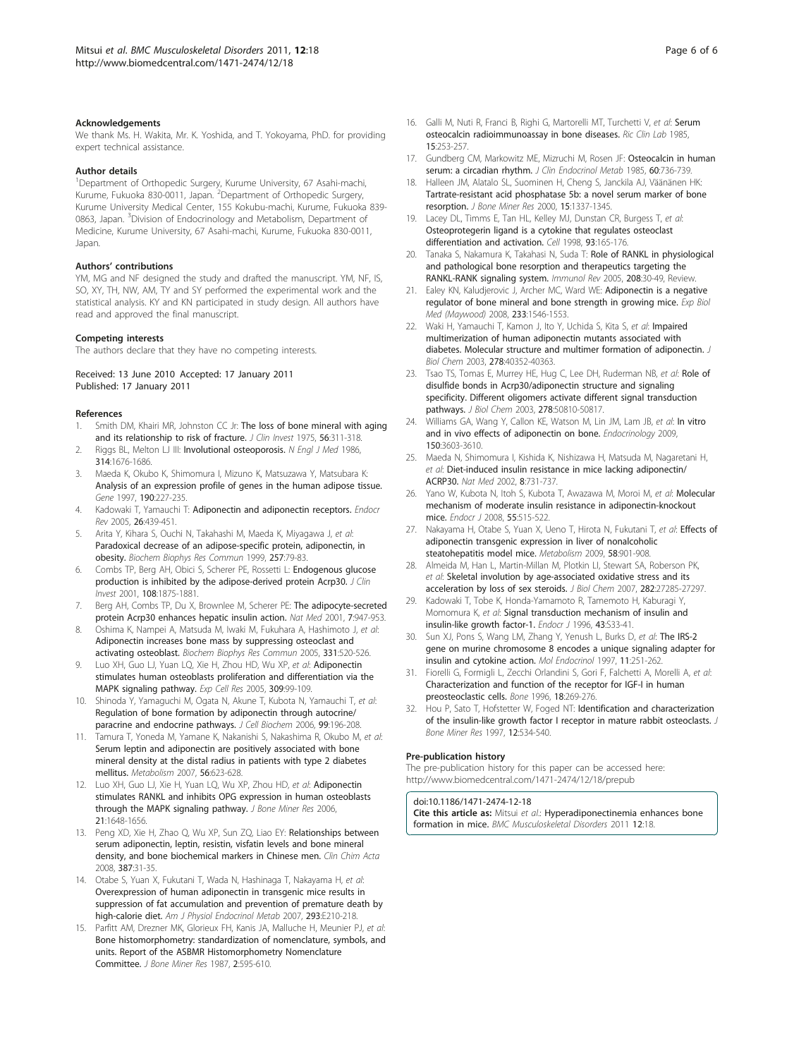### Acknowledgements

We thank Ms. H. Wakita, Mr. K. Yoshida, and T. Yokoyama, PhD. for providing expert technical assistance.

### Author details

[1]Department of Orthopedic Surgery, Kurume University, 67 Asahi-machi, Kurume, Fukuoka 830-0011, Japan. [2]Department of Orthopedic Surgery, Kurume University Medical Center, 155 Kokubu-machi, Kurume, Fukuoka 839-0863, Japan. [3]Division of Endocrinology and Metabolism, Department of Medicine, Kurume University, 67 Asahi-machi, Kurume, Fukuoka 830-0011, Japan.

### Authors' contributions

YM, MG and NF designed the study and drafted the manuscript. YM, NF, IS, SO, XY, TH, NW, AM, TY and SY performed the experimental work and the statistical analysis. KY and KN participated in study design. All authors have read and approved the final manuscript.

### Competing interests

The authors declare that they have no competing interests.

Received: 13 June 2010 Accepted: 17 January 2011
Published: 17 January 2011

### References

1. Smith DM, Khairi MR, Johnston CC Jr: **The loss of bone mineral with aging and its relationship to risk of fracture.** *J Clin Invest* 1975, **56**:311-318.
2. Riggs BL, Melton LJ III: **Involutional osteoporosis.** *N Engl J Med* 1986, **314**:1676-1686.
3. Maeda K, Okubo K, Shimomura I, Mizuno K, Matsuzawa Y, Matsubara K: **Analysis of an expression profile of genes in the human adipose tissue.** *Gene* 1997, **190**:227-235.
4. Kadowaki T, Yamauchi T: **Adiponectin and adiponectin receptors.** *Endocr Rev* 2005, **26**:439-451.
5. Arita Y, Kihara S, Ouchi N, Takahashi M, Maeda K, Miyagawa J, *et al*: **Paradoxical decrease of an adipose-specific protein, adiponectin, in obesity.** *Biochem Biophys Res Commun* 1999, **257**:79-83.
6. Combs TP, Berg AH, Obici S, Scherer PE, Rossetti L: **Endogenous glucose production is inhibited by the adipose-derived protein Acrp30.** *J Clin Invest* 2001, **108**:1875-1881.
7. Berg AH, Combs TP, Du X, Brownlee M, Scherer PE: **The adipocyte-secreted protein Acrp30 enhances hepatic insulin action.** *Nat Med* 2001, **7**:947-953.
8. Oshima K, Nampei A, Matsuda M, Iwaki M, Fukuhara A, Hashimoto J, *et al*: **Adiponectin increases bone mass by suppressing osteoclast and activating osteoblast.** *Biochem Biophys Res Commun* 2005, **331**:520-526.
9. Luo XH, Guo LJ, Yuan LQ, Xie H, Zhou HD, Wu XP, *et al*: **Adiponectin stimulates human osteoblasts proliferation and differentiation via the MAPK signaling pathway.** *Exp Cell Res* 2005, **309**:99-109.
10. Shinoda Y, Yamaguchi M, Ogata N, Akune T, Kubota N, Yamauchi T, *et al*: **Regulation of bone formation by adiponectin through autocrine/paracrine and endocrine pathways.** *J Cell Biochem* 2006, **99**:196-208.
11. Tamura T, Yoneda M, Yamane K, Nakanishi S, Nakashima R, Okubo M, *et al*: **Serum leptin and adiponectin are positively associated with bone mineral density at the distal radius in patients with type 2 diabetes mellitus.** *Metabolism* 2007, **56**:623-628.
12. Luo XH, Guo LJ, Xie H, Yuan LQ, Wu XP, Zhou HD, *et al*: **Adiponectin stimulates RANKL and inhibits OPG expression in human osteoblasts through the MAPK signaling pathway.** *J Bone Miner Res* 2006, **21**:1648-1656.
13. Peng XD, Xie H, Zhao Q, Wu XP, Sun ZQ, Liao EY: **Relationships between serum adiponectin, leptin, resistin, visfatin levels and bone mineral density, and bone biochemical markers in Chinese men.** *Clin Chim Acta* 2008, **387**:31-35.
14. Otabe S, Yuan X, Fukutani T, Wada N, Hashinaga T, Nakayama H, *et al*: **Overexpression of human adiponectin in transgenic mice results in suppression of fat accumulation and prevention of premature death by high-calorie diet.** *Am J Physiol Endocrinol Metab* 2007, **293**:E210-218.
15. Parfitt AM, Drezner MK, Glorieux FH, Kanis JA, Malluche H, Meunier PJ, *et al*: **Bone histomorphometry: standardization of nomenclature, symbols, and units. Report of the ASBMR Histomorphometry Nomenclature Committee.** *J Bone Miner Res* 1987, **2**:595-610.
16. Galli M, Nuti R, Franci B, Righi G, Martorelli MT, Turchetti V, *et al*: **Serum osteocalcin radioimmunoassay in bone diseases.** *Ric Clin Lab* 1985, **15**:253-257.
17. Gundberg CM, Markowitz ME, Mizruchi M, Rosen JF: **Osteocalcin in human serum: a circadian rhythm.** *J Clin Endocrinol Metab* 1985, **60**:736-739.
18. Halleen JM, Alatalo SL, Suominen H, Cheng S, Janckila AJ, Väänänen HK: **Tartrate-resistant acid phosphatase 5b: a novel serum marker of bone resorption.** *J Bone Miner Res* 2000, **15**:1337-1345.
19. Lacey DL, Timms E, Tan HL, Kelley MJ, Dunstan CR, Burgess T, *et al*: **Osteoprotegerin ligand is a cytokine that regulates osteoclast differentiation and activation.** *Cell* 1998, **93**:165-176.
20. Tanaka S, Nakamura K, Takahasi N, Suda T: **Role of RANKL in physiological and pathological bone resorption and therapeutics targeting the RANKL-RANK signaling system.** *Immunol Rev* 2005, **208**:30-49, Review.
21. Ealey KN, Kaludjerovic J, Archer MC, Ward WE: **Adiponectin is a negative regulator of bone mineral and bone strength in growing mice.** *Exp Biol Med (Maywood)* 2008, **233**:1546-1553.
22. Waki H, Yamauchi T, Kamon J, Ito Y, Uchida S, Kita S, *et al*: **Impaired multimerization of human adiponectin mutants associated with diabetes. Molecular structure and multimer formation of adiponectin.** *J Biol Chem* 2003, **278**:40352-40363.
23. Tsao TS, Tomas E, Murrey HE, Hug C, Lee DH, Ruderman NB, *et al*: **Role of disulfide bonds in Acrp30/adiponectin structure and signaling specificity. Different oligomers activate different signal transduction pathways.** *J Biol Chem* 2003, **278**:50810-50817.
24. Williams GA, Wang Y, Callon KE, Watson M, Lin JM, Lam JB, *et al*: **In vitro and in vivo effects of adiponectin on bone.** *Endocrinology* 2009, **150**:3603-3610.
25. Maeda N, Shimomura I, Kishida K, Nishizawa H, Matsuda M, Nagaretani H, *et al*: **Diet-induced insulin resistance in mice lacking adiponectin/ACRP30.** *Nat Med* 2002, **8**:731-737.
26. Yano W, Kubota N, Itoh S, Kubota T, Awazawa M, Moroi M, *et al*: **Molecular mechanism of moderate insulin resistance in adiponectin-knockout mice.** *Endocr J* 2008, **55**:515-522.
27. Nakayama H, Otabe S, Yuan X, Ueno T, Hirota N, Fukutani T, *et al*: **Effects of adiponectin transgenic expression in liver of nonalcoholic steatohepatitis model mice.** *Metabolism* 2009, **58**:901-908.
28. Almeida M, Han L, Martin-Millan M, Plotkin LI, Stewart SA, Roberson PK, *et al*: **Skeletal involution by age-associated oxidative stress and its acceleration by loss of sex steroids.** *J Biol Chem* 2007, **282**:27285-27297.
29. Kadowaki T, Tobe K, Honda-Yamamoto R, Tamemoto H, Kaburagi Y, Momomura K, *et al*: **Signal transduction mechanism of insulin and insulin-like growth factor-1.** *Endocr J* 1996, **43**:S33-41.
30. Sun XJ, Pons S, Wang LM, Zhang Y, Yenush L, Burks D, *et al*: **The IRS-2 gene on murine chromosome 8 encodes a unique signaling adapter for insulin and cytokine action.** *Mol Endocrinol* 1997, **11**:251-262.
31. Fiorelli G, Formigli L, Zecchi Orlandini S, Gori F, Falchetti A, Morelli A, *et al*: **Characterization and function of the receptor for IGF-I in human preosteoclastic cells.** *Bone* 1996, **18**:269-276.
32. Hou P, Sato T, Hofstetter W, Foged NT: **Identification and characterization of the insulin-like growth factor I receptor in mature rabbit osteoclasts.** *J Bone Miner Res* 1997, **12**:534-540.

### Pre-publication history

The pre-publication history for this paper can be accessed here:
http://www.biomedcentral.com/1471-2474/12/18/prepub

doi:10.1186/1471-2474-12-18
**Cite this article as:** Mitsui *et al.*: Hyperadiponectinemia enhances bone formation in mice. *BMC Musculoskeletal Disorders* 2011 **12**:18.